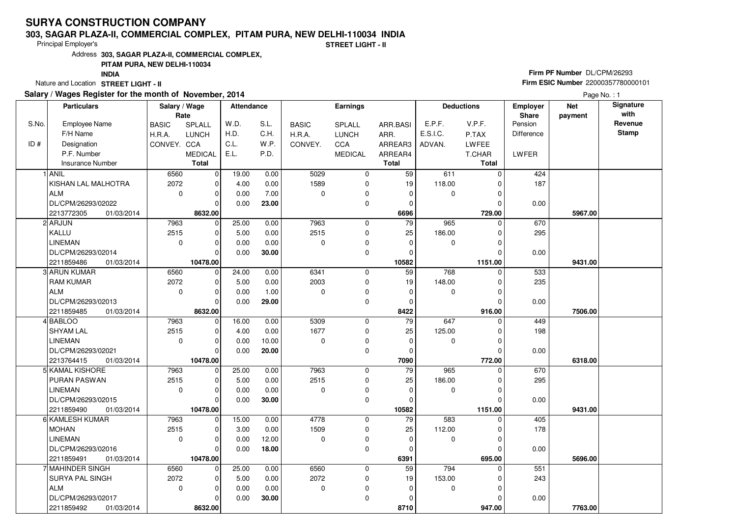# SURYA CONSTRUCTION COMPANY

**303, SAGAR PLAZA-II, COMMERCIAL COMPLEX, PITAM PURA, NEW DELHI-110034 INDIA**

Principal Employer's

**STREET LIGHT - II**

Address **303, SAGAR PLAZA-II, COMMERCIAL COMPLEX, PITAM PURA, NEW DELHI-110034 INDIA**

Nature and Location **STREET LIGHT - II**

**Firm PF Number** DL/CPM/26293

**Firm ESIC Number** 22000357780000101

**Salary / Wages Register for the month of November, 2014**

Page No. : 1

| S.No. / ID # | Particulars: Employee Name / F/H Name / Designation / P.F. Number / Insurance Number | Salary / Wage Rate: BASIC / H.R.A. / CONVEY. | Salary / Wage Rate: SPLALL / LUNCH / CCA / MEDICAL / Total | Attendance: W.D. / H.D. / C.L. / E.L. | Attendance: S.L. / C.H. / W.P. / P.D. | Earnings: BASIC / H.R.A. / CONVEY. | Earnings: SPLALL / LUNCH / CCA / MEDICAL | Earnings: ARR.BASI / ARR. / ARREAR3 / ARREAR4 / Total | Deductions: E.P.F. / E.S.I.C. / ADVAN. | Deductions: V.P.F. / P.TAX / LWFEE / T.CHAR / Total | Employer Share: Pension / Difference / LWFER | Net payment | Signature with Revenue Stamp |
|---|---|---|---|---|---|---|---|---|---|---|---|---|---|
| 1 | ANIL / KISHAN LAL MALHOTRA / ALM / DL/CPM/26293/02022 / 2213772305 01/03/2014 | 6560 / 2072 / 0 | 0 / 0 / 0 / 0 / **8632.00** | 19.00 / 4.00 / 0.00 / 0.00 | 0.00 / 0.00 / 7.00 / **23.00** | 5029 / 1589 / 0 | 0 / 0 / 0 / 0 | 59 / 19 / 0 / 0 / **6696** | 611 / 118.00 / 0 | 0 / 0 / 0 / 0 / **729.00** | 424 / 187 / 0.00 | **5967.00** | |
| 2 | ARJUN / KALLU / LINEMAN / DL/CPM/26293/02014 / 2211859486 01/03/2014 | 7963 / 2515 / 0 | 0 / 0 / 0 / 0 / **10478.00** | 25.00 / 5.00 / 0.00 / 0.00 | 0.00 / 0.00 / 0.00 / **30.00** | 7963 / 2515 / 0 | 0 / 0 / 0 / 0 | 79 / 25 / 0 / 0 / **10582** | 965 / 186.00 / 0 | 0 / 0 / 0 / 0 / **1151.00** | 670 / 295 / 0.00 | **9431.00** | |
| 3 | ARUN KUMAR / RAM KUMAR / ALM / DL/CPM/26293/02013 / 2211859485 01/03/2014 | 6560 / 2072 / 0 | 0 / 0 / 0 / 0 / **8632.00** | 24.00 / 5.00 / 0.00 / 0.00 | 0.00 / 0.00 / 1.00 / **29.00** | 6341 / 2003 / 0 | 0 / 0 / 0 / 0 | 59 / 19 / 0 / 0 / **8422** | 768 / 148.00 / 0 | 0 / 0 / 0 / 0 / **916.00** | 533 / 235 / 0.00 | **7506.00** | |
| 4 | BABLOO / SHYAM LAL / LINEMAN / DL/CPM/26293/02021 / 2213764415 01/03/2014 | 7963 / 2515 / 0 | 0 / 0 / 0 / 0 / **10478.00** | 16.00 / 4.00 / 0.00 / 0.00 | 0.00 / 0.00 / 10.00 / **20.00** | 5309 / 1677 / 0 | 0 / 0 / 0 / 0 | 79 / 25 / 0 / 0 / **7090** | 647 / 125.00 / 0 | 0 / 0 / 0 / 0 / **772.00** | 449 / 198 / 0.00 | **6318.00** | |
| 5 | KAMAL KISHORE / PURAN PASWAN / LINEMAN / DL/CPM/26293/02015 / 2211859490 01/03/2014 | 7963 / 2515 / 0 | 0 / 0 / 0 / 0 / **10478.00** | 25.00 / 5.00 / 0.00 / 0.00 | 0.00 / 0.00 / 0.00 / **30.00** | 7963 / 2515 / 0 | 0 / 0 / 0 / 0 | 79 / 25 / 0 / 0 / **10582** | 965 / 186.00 / 0 | 0 / 0 / 0 / 0 / **1151.00** | 670 / 295 / 0.00 | **9431.00** | |
| 6 | KAMLESH KUMAR / MOHAN / LINEMAN / DL/CPM/26293/02016 / 2211859491 01/03/2014 | 7963 / 2515 / 0 | 0 / 0 / 0 / 0 / **10478.00** | 15.00 / 3.00 / 0.00 / 0.00 | 0.00 / 0.00 / 12.00 / **18.00** | 4778 / 1509 / 0 | 0 / 0 / 0 / 0 | 79 / 25 / 0 / 0 / **6391** | 583 / 112.00 / 0 | 0 / 0 / 0 / 0 / **695.00** | 405 / 178 / 0.00 | **5696.00** | |
| 7 | MAHINDER SINGH / SURYA PAL SINGH / ALM / DL/CPM/26293/02017 / 2211859492 01/03/2014 | 6560 / 2072 / 0 | 0 / 0 / 0 / 0 / **8632.00** | 25.00 / 5.00 / 0.00 / 0.00 | 0.00 / 0.00 / 0.00 / **30.00** | 6560 / 2072 / 0 | 0 / 0 / 0 / 0 | 59 / 19 / 0 / 0 / **8710** | 794 / 153.00 / 0 | 0 / 0 / 0 / 0 / **947.00** | 551 / 243 / 0.00 | **7763.00** | |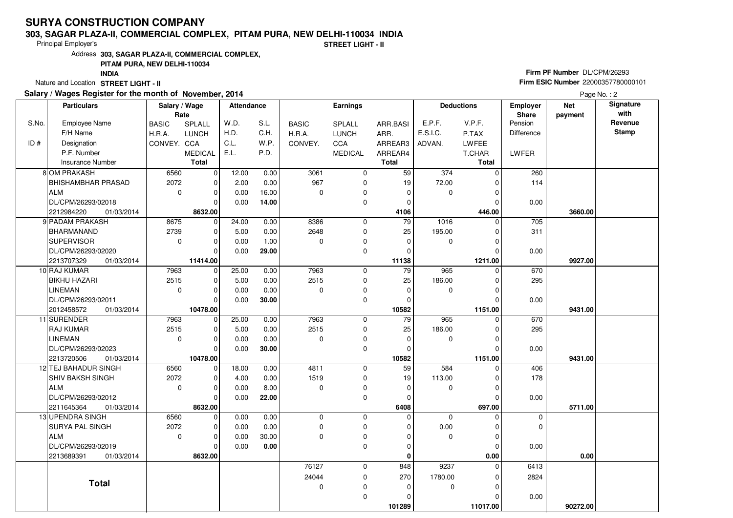# SURYA CONSTRUCTION COMPANY

**303, SAGAR PLAZA-II, COMMERCIAL COMPLEX, PITAM PURA, NEW DELHI-110034 INDIA**

Principal Employer's **STREET LIGHT - II**

Address **303, SAGAR PLAZA-II, COMMERCIAL COMPLEX, PITAM PURA, NEW DELHI-110034 INDIA**

Nature and Location **STREET LIGHT - II**

**Firm PF Number** DL/CPM/26293

**Firm ESIC Number** 22000357780000101

**Salary / Wages Register for the month of November, 2014**

Page No. : 2

| S.No. / ID # | Particulars: Employee Name / F/H Name / Designation / P.F. Number / Insurance Number | Salary / Wage Rate: BASIC / H.R.A. / CONVEY. | Salary / Wage Rate: SPLALL / LUNCH / CCA / MEDICAL / Total | Attendance: W.D. / H.D. / C.L. / E.L. | Attendance: S.L. / C.H. / W.P. / P.D. | Earnings: BASIC / H.R.A. / CONVEY. | Earnings: SPLALL / LUNCH / CCA / MEDICAL | Earnings: ARR.BASI / ARR. / ARREAR3 / ARREAR4 / Total | Deductions: E.P.F. / E.S.I.C. / ADVAN. | Deductions: V.P.F. / P.TAX / LWFEE / T.CHAR / Total | Employer Share: Pension / Difference / LWFER | Net payment | Signature with Revenue Stamp |
|---|---|---|---|---|---|---|---|---|---|---|---|---|---|
| 8 | OM PRAKASH | 6560 | 0 | 12.00 | 0.00 | 3061 | 0 | 59 | 374 | 0 | 260 | | |
| | BHISHAMBHAR PRASAD | 2072 | 0 | 2.00 | 0.00 | 967 | 0 | 19 | 72.00 | 0 | 114 | | |
| | ALM | 0 | 0 | 0.00 | 16.00 | 0 | 0 | 0 | 0 | 0 | | | |
| | DL/CPM/26293/02018 | | 0 | 0.00 | **14.00** | | 0 | 0 | | 0 | 0.00 | | |
| | 2212984220 01/03/2014 | | **8632.00** | | | | | **4106** | | **446.00** | | **3660.00** | |
| 9 | PADAM PRAKASH | 8675 | 0 | 24.00 | 0.00 | 8386 | 0 | 79 | 1016 | 0 | 705 | | |
| | BHARMANAND | 2739 | 0 | 5.00 | 0.00 | 2648 | 0 | 25 | 195.00 | 0 | 311 | | |
| | SUPERVISOR | 0 | 0 | 0.00 | 1.00 | 0 | 0 | 0 | 0 | 0 | | | |
| | DL/CPM/26293/02020 | | 0 | 0.00 | **29.00** | | 0 | 0 | | 0 | 0.00 | | |
| | 2213707329 01/03/2014 | | **11414.00** | | | | | **11138** | | **1211.00** | | **9927.00** | |
| 10 | RAJ KUMAR | 7963 | 0 | 25.00 | 0.00 | 7963 | 0 | 79 | 965 | 0 | 670 | | |
| | BIKHU HAZARI | 2515 | 0 | 5.00 | 0.00 | 2515 | 0 | 25 | 186.00 | 0 | 295 | | |
| | LINEMAN | 0 | 0 | 0.00 | 0.00 | 0 | 0 | 0 | 0 | 0 | | | |
| | DL/CPM/26293/02011 | | 0 | 0.00 | **30.00** | | 0 | 0 | | 0 | 0.00 | | |
| | 2012458572 01/03/2014 | | **10478.00** | | | | | **10582** | | **1151.00** | | **9431.00** | |
| 11 | SURENDER | 7963 | 0 | 25.00 | 0.00 | 7963 | 0 | 79 | 965 | 0 | 670 | | |
| | RAJ KUMAR | 2515 | 0 | 5.00 | 0.00 | 2515 | 0 | 25 | 186.00 | 0 | 295 | | |
| | LINEMAN | 0 | 0 | 0.00 | 0.00 | 0 | 0 | 0 | 0 | 0 | | | |
| | DL/CPM/26293/02023 | | 0 | 0.00 | **30.00** | | 0 | 0 | | 0 | 0.00 | | |
| | 2213720506 01/03/2014 | | **10478.00** | | | | | **10582** | | **1151.00** | | **9431.00** | |
| 12 | TEJ BAHADUR SINGH | 6560 | 0 | 18.00 | 0.00 | 4811 | 0 | 59 | 584 | 0 | 406 | | |
| | SHIV BAKSH SINGH | 2072 | 0 | 4.00 | 0.00 | 1519 | 0 | 19 | 113.00 | 0 | 178 | | |
| | ALM | 0 | 0 | 0.00 | 8.00 | 0 | 0 | 0 | 0 | 0 | | | |
| | DL/CPM/26293/02012 | | 0 | 0.00 | **22.00** | | 0 | 0 | | 0 | 0.00 | | |
| | 2211645364 01/03/2014 | | **8632.00** | | | | | **6408** | | **697.00** | | **5711.00** | |
| 13 | UPENDRA SINGH | 6560 | 0 | 0.00 | 0.00 | 0 | 0 | 0 | 0 | 0 | 0 | | |
| | SURYA PAL SINGH | 2072 | 0 | 0.00 | 0.00 | 0 | 0 | 0 | 0.00 | 0 | 0 | | |
| | ALM | 0 | 0 | 0.00 | 30.00 | 0 | 0 | 0 | 0 | 0 | | | |
| | DL/CPM/26293/02019 | | 0 | 0.00 | **0.00** | | 0 | 0 | | 0 | 0.00 | | |
| | 2213689391 01/03/2014 | | **8632.00** | | | | | **0** | | **0.00** | | **0.00** | |
| | **Total** | | | | | 76127 | 0 | 848 | 9237 | 0 | 6413 | | |
| | | | | | | 24044 | 0 | 270 | 1780.00 | 0 | 2824 | | |
| | | | | | | 0 | 0 | 0 | 0 | 0 | | | |
| | | | | | | | 0 | 0 | | 0 | 0.00 | | |
| | | | | | | | | **101289** | | **11017.00** | | **90272.00** | |